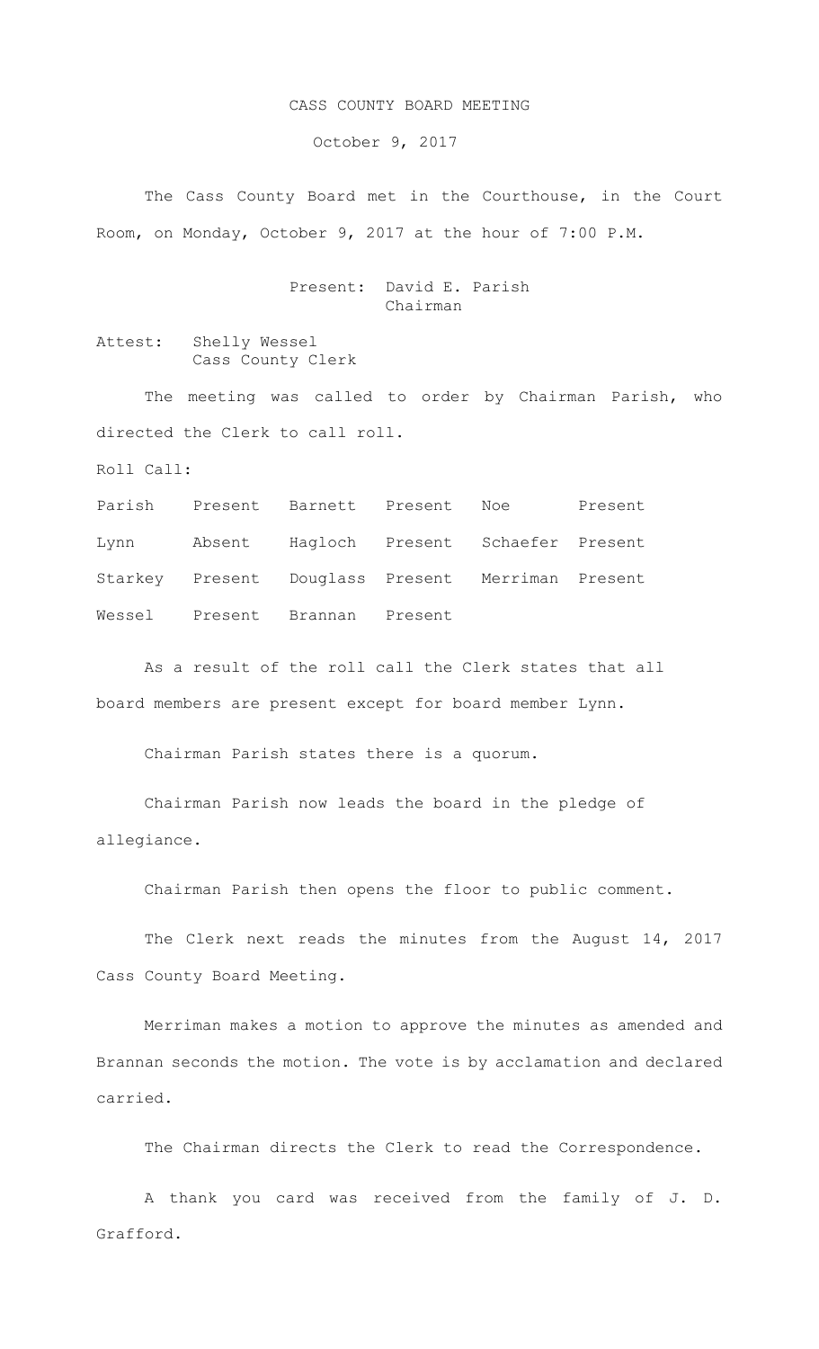# CASS COUNTY BOARD MEETING

October 9, 2017

The Cass County Board met in the Courthouse, in the Court Room, on Monday, October 9, 2017 at the hour of 7:00 P.M.

Present: David E. Parish
Chairman

Attest: Shelly Wessel
Cass County Clerk

The meeting was called to order by Chairman Parish, who directed the Clerk to call roll.

Roll Call:

| | | | | | |
|---|---|---|---|---|---|
| Parish | Present | Barnett | Present | Noe | Present |
| Lynn | Absent | Hagloch | Present | Schaefer | Present |
| Starkey | Present | Douglass | Present | Merriman | Present |
| Wessel | Present | Brannan | Present | | |

As a result of the roll call the Clerk states that all board members are present except for board member Lynn.

Chairman Parish states there is a quorum.

Chairman Parish now leads the board in the pledge of allegiance.

Chairman Parish then opens the floor to public comment.

The Clerk next reads the minutes from the August 14, 2017 Cass County Board Meeting.

Merriman makes a motion to approve the minutes as amended and Brannan seconds the motion. The vote is by acclamation and declared carried.

The Chairman directs the Clerk to read the Correspondence.

A thank you card was received from the family of J. D. Grafford.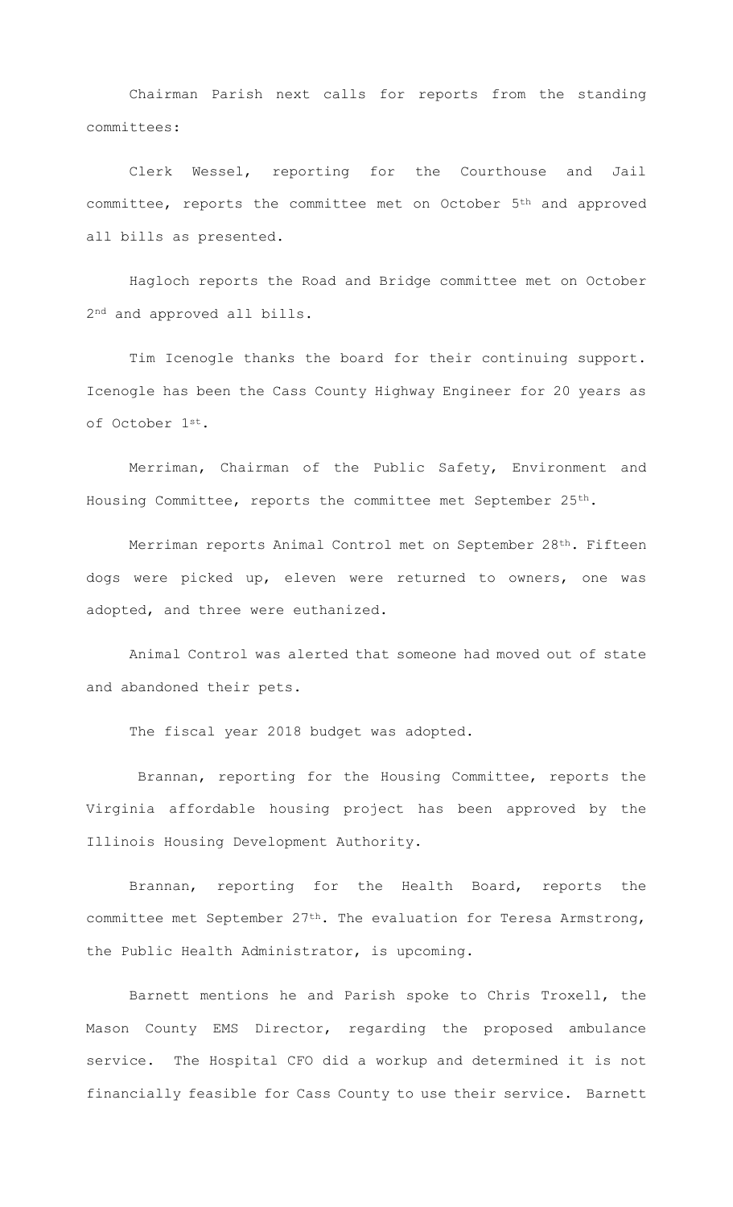Chairman Parish next calls for reports from the standing committees:

Clerk Wessel, reporting for the Courthouse and Jail committee, reports the committee met on October 5th and approved all bills as presented.

Hagloch reports the Road and Bridge committee met on October 2nd and approved all bills.

Tim Icenogle thanks the board for their continuing support. Icenogle has been the Cass County Highway Engineer for 20 years as of October 1st.

Merriman, Chairman of the Public Safety, Environment and Housing Committee, reports the committee met September 25th.

Merriman reports Animal Control met on September 28th. Fifteen dogs were picked up, eleven were returned to owners, one was adopted, and three were euthanized.

Animal Control was alerted that someone had moved out of state and abandoned their pets.

The fiscal year 2018 budget was adopted.

Brannan, reporting for the Housing Committee, reports the Virginia affordable housing project has been approved by the Illinois Housing Development Authority.

Brannan, reporting for the Health Board, reports the committee met September 27th. The evaluation for Teresa Armstrong, the Public Health Administrator, is upcoming.

Barnett mentions he and Parish spoke to Chris Troxell, the Mason County EMS Director, regarding the proposed ambulance service. The Hospital CFO did a workup and determined it is not financially feasible for Cass County to use their service. Barnett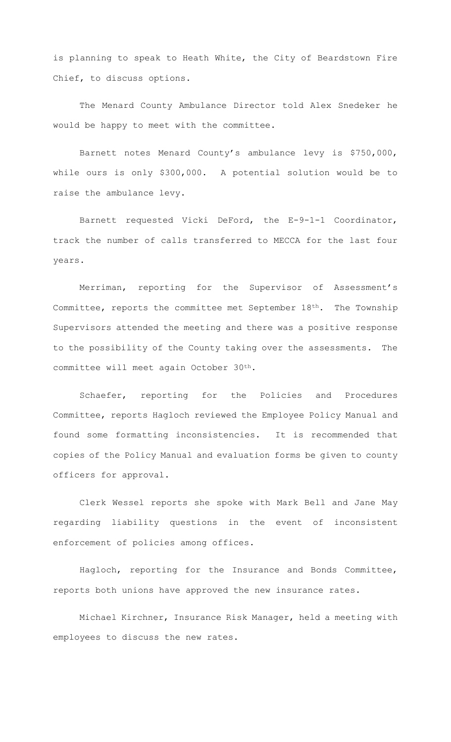is planning to speak to Heath White, the City of Beardstown Fire Chief, to discuss options.

The Menard County Ambulance Director told Alex Snedeker he would be happy to meet with the committee.

Barnett notes Menard County's ambulance levy is $750,000, while ours is only $300,000. A potential solution would be to raise the ambulance levy.

Barnett requested Vicki DeFord, the E-9-1-1 Coordinator, track the number of calls transferred to MECCA for the last four years.

Merriman, reporting for the Supervisor of Assessment's Committee, reports the committee met September 18th. The Township Supervisors attended the meeting and there was a positive response to the possibility of the County taking over the assessments. The committee will meet again October 30th.

Schaefer, reporting for the Policies and Procedures Committee, reports Hagloch reviewed the Employee Policy Manual and found some formatting inconsistencies. It is recommended that copies of the Policy Manual and evaluation forms be given to county officers for approval.

Clerk Wessel reports she spoke with Mark Bell and Jane May regarding liability questions in the event of inconsistent enforcement of policies among offices.

Hagloch, reporting for the Insurance and Bonds Committee, reports both unions have approved the new insurance rates.

Michael Kirchner, Insurance Risk Manager, held a meeting with employees to discuss the new rates.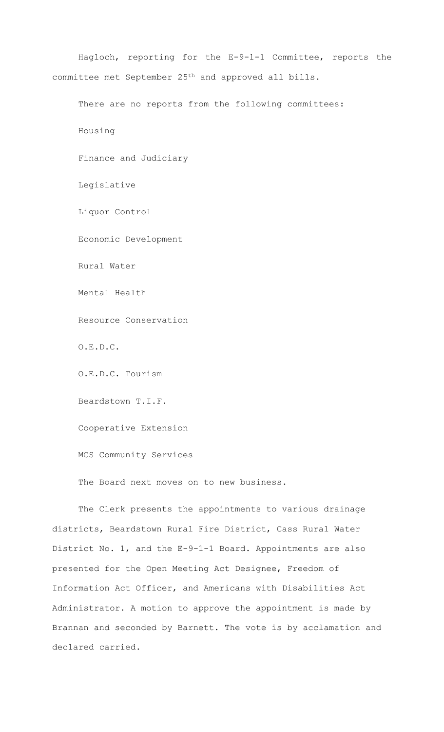Hagloch, reporting for the E-9-1-1 Committee, reports the committee met September 25th and approved all bills.

There are no reports from the following committees:

Housing

Finance and Judiciary

Legislative

Liquor Control

Economic Development

Rural Water

Mental Health

Resource Conservation

O.E.D.C.

O.E.D.C. Tourism

Beardstown T.I.F.

Cooperative Extension

MCS Community Services

The Board next moves on to new business.

The Clerk presents the appointments to various drainage districts, Beardstown Rural Fire District, Cass Rural Water District No. 1, and the E-9-1-1 Board. Appointments are also presented for the Open Meeting Act Designee, Freedom of Information Act Officer, and Americans with Disabilities Act Administrator. A motion to approve the appointment is made by Brannan and seconded by Barnett. The vote is by acclamation and declared carried.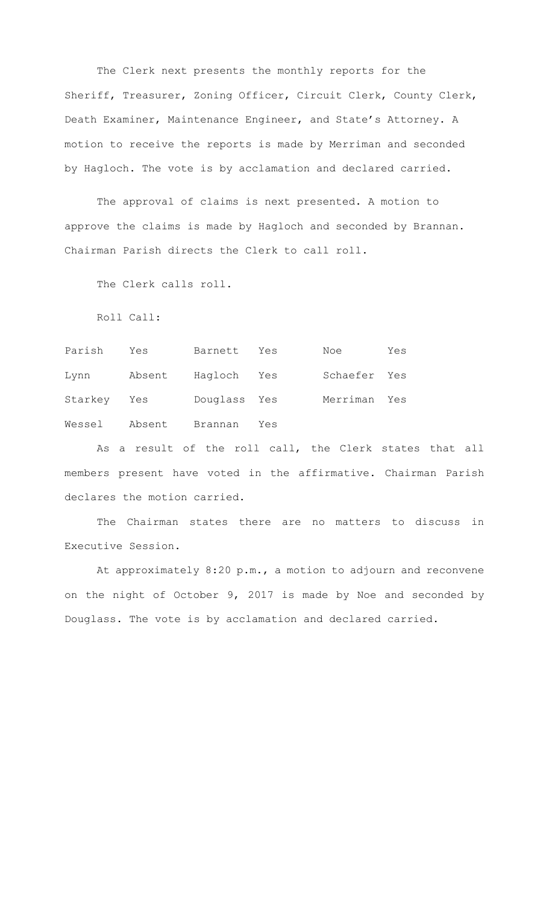The Clerk next presents the monthly reports for the Sheriff, Treasurer, Zoning Officer, Circuit Clerk, County Clerk, Death Examiner, Maintenance Engineer, and State's Attorney. A motion to receive the reports is made by Merriman and seconded by Hagloch. The vote is by acclamation and declared carried.

The approval of claims is next presented. A motion to approve the claims is made by Hagloch and seconded by Brannan. Chairman Parish directs the Clerk to call roll.

The Clerk calls roll.

Roll Call:

| | | | | | |
|---|---|---|---|---|---|
| Parish | Yes | Barnett | Yes | Noe | Yes |
| Lynn | Absent | Hagloch | Yes | Schaefer | Yes |
| Starkey | Yes | Douglass | Yes | Merriman | Yes |
| Wessel | Absent | Brannan | Yes | | |

As a result of the roll call, the Clerk states that all members present have voted in the affirmative. Chairman Parish declares the motion carried.

The Chairman states there are no matters to discuss in Executive Session.

At approximately 8:20 p.m., a motion to adjourn and reconvene on the night of October 9, 2017 is made by Noe and seconded by Douglass. The vote is by acclamation and declared carried.